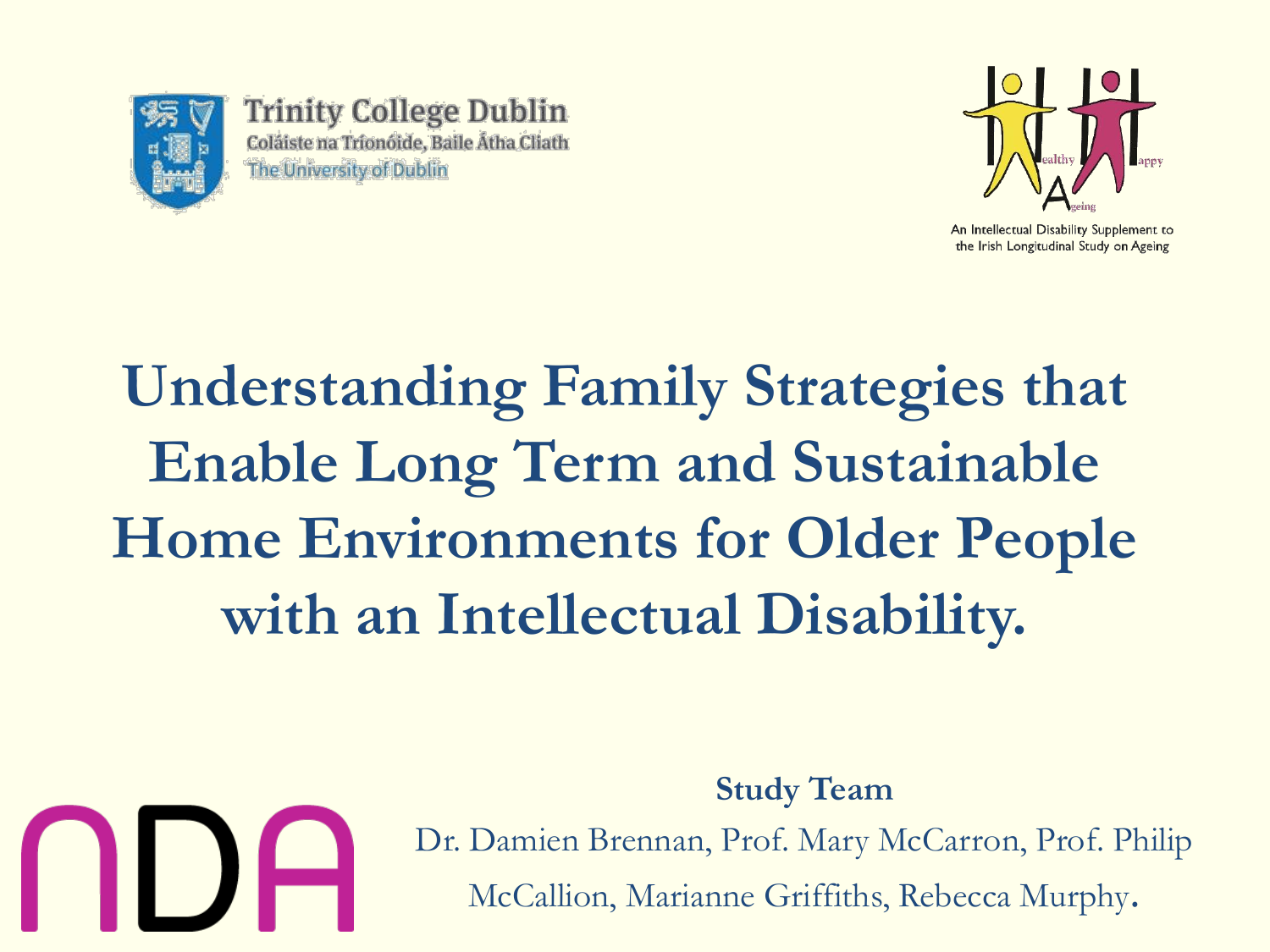Trinity College Dublin
Coláiste na Tríonóide, Baile Átha Cliath
The University of Dublin

Healthy Ageing Happy

An Intellectual Disability Supplement to the Irish Longitudinal Study on Ageing

# Understanding Family Strategies that Enable Long Term and Sustainable Home Environments for Older People with an Intellectual Disability.

NDA

**Study Team**

Dr. Damien Brennan, Prof. Mary McCarron, Prof. Philip McCallion, Marianne Griffiths, Rebecca Murphy.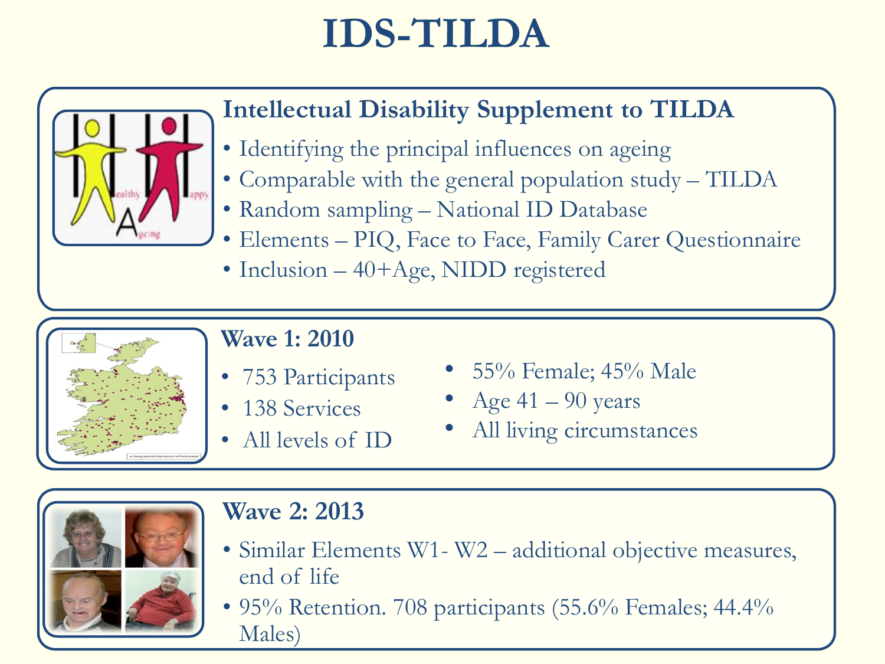# IDS-TILDA

## Intellectual Disability Supplement to TILDA

- Identifying the principal influences on ageing
- Comparable with the general population study – TILDA
- Random sampling – National ID Database
- Elements – PIQ, Face to Face, Family Carer Questionnaire
- Inclusion – 40+Age, NIDD registered

## Wave 1: 2010

- 753 Participants
- 138 Services
- All levels of ID
- 55% Female; 45% Male
- Age 41 – 90 years
- All living circumstances

## Wave 2: 2013

- Similar Elements W1- W2 – additional objective measures, end of life
- 95% Retention. 708 participants (55.6% Females; 44.4% Males)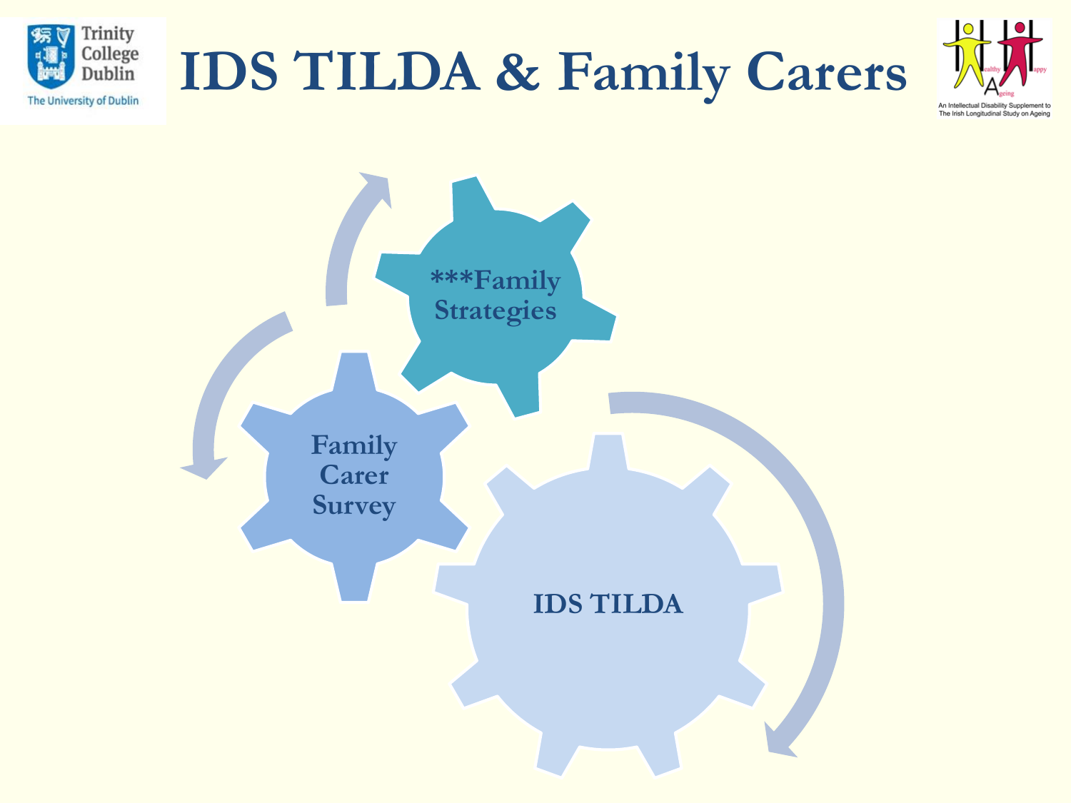# IDS TILDA & Family Carers

***Family Strategies

Family Carer Survey

IDS TILDA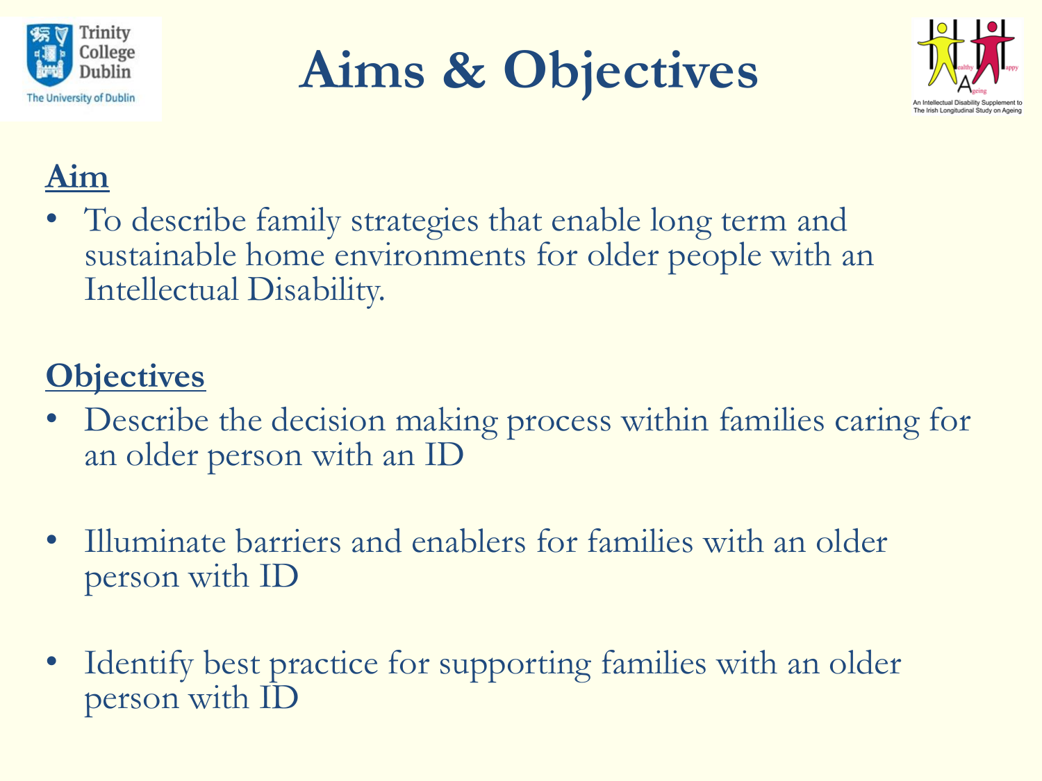# Aims & Objectives

**Aim**

- To describe family strategies that enable long term and sustainable home environments for older people with an Intellectual Disability.

**Objectives**

- Describe the decision making process within families caring for an older person with an ID
- Illuminate barriers and enablers for families with an older person with ID
- Identify best practice for supporting families with an older person with ID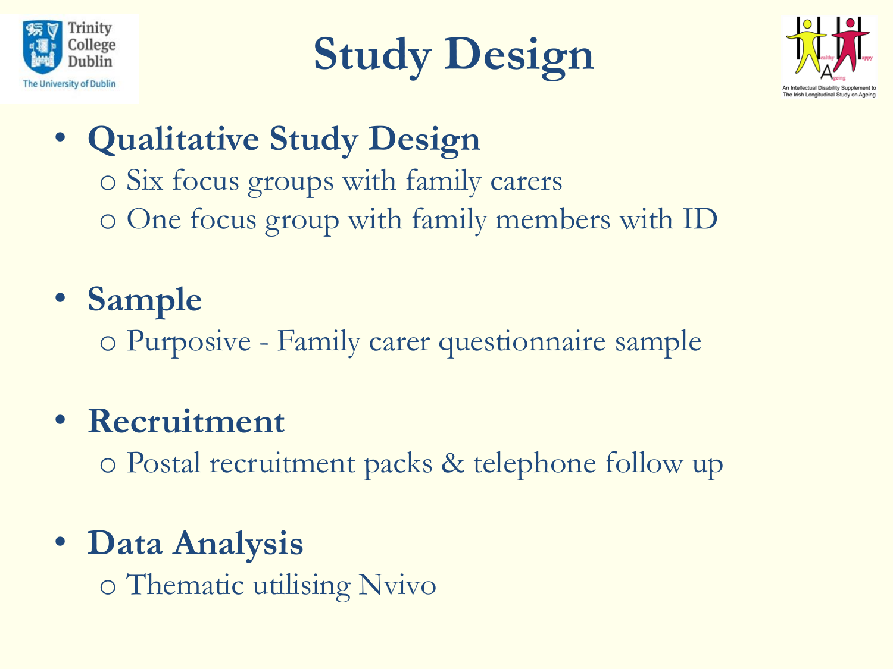# Study Design

- **Qualitative Study Design**
  - Six focus groups with family carers
  - One focus group with family members with ID
- **Sample**
  - Purposive - Family carer questionnaire sample
- **Recruitment**
  - Postal recruitment packs & telephone follow up
- **Data Analysis**
  - Thematic utilising Nvivo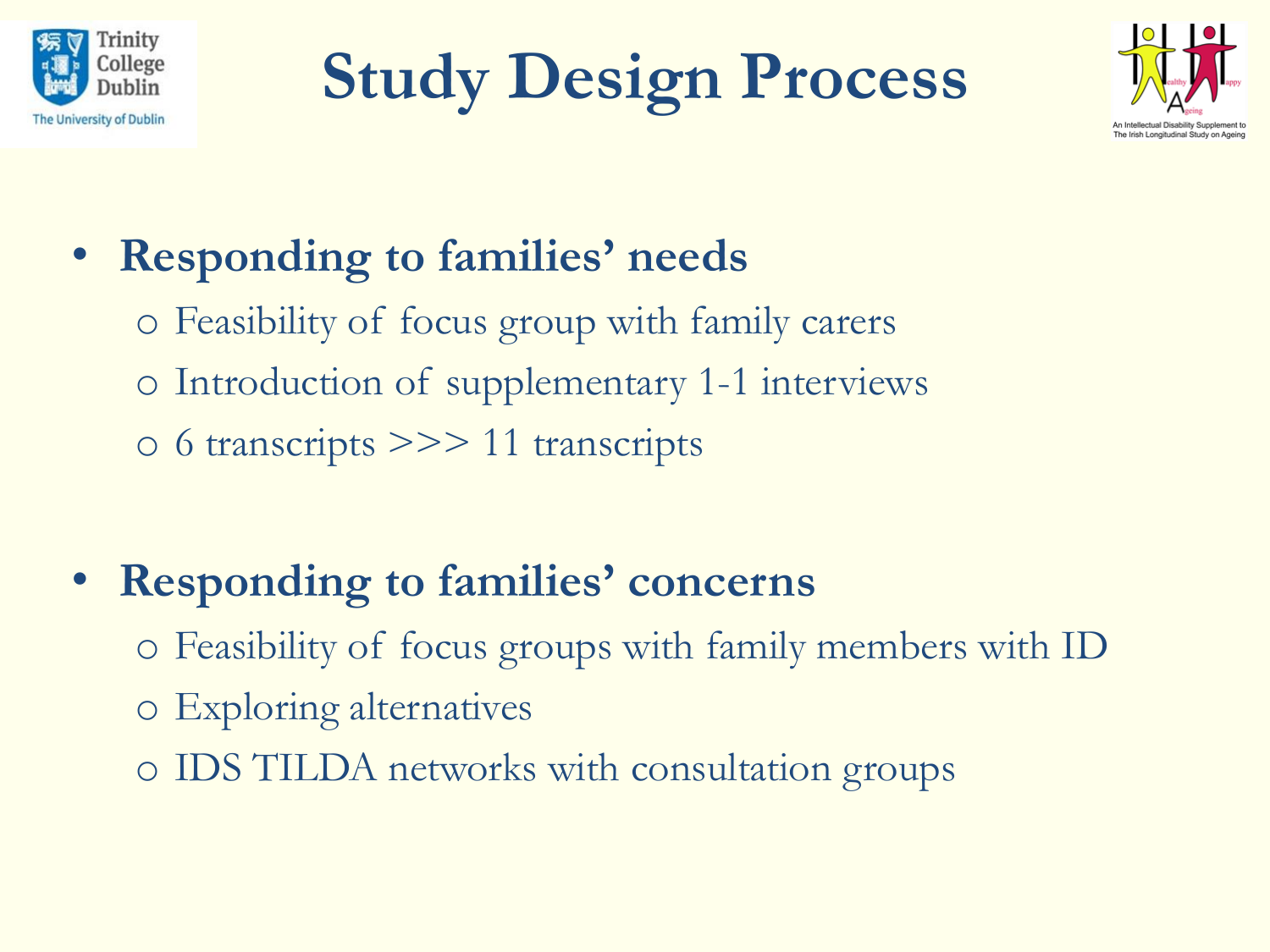# Study Design Process

- **Responding to families' needs**
  - Feasibility of focus group with family carers
  - Introduction of supplementary 1-1 interviews
  - 6 transcripts >>> 11 transcripts

- **Responding to families' concerns**
  - Feasibility of focus groups with family members with ID
  - Exploring alternatives
  - IDS TILDA networks with consultation groups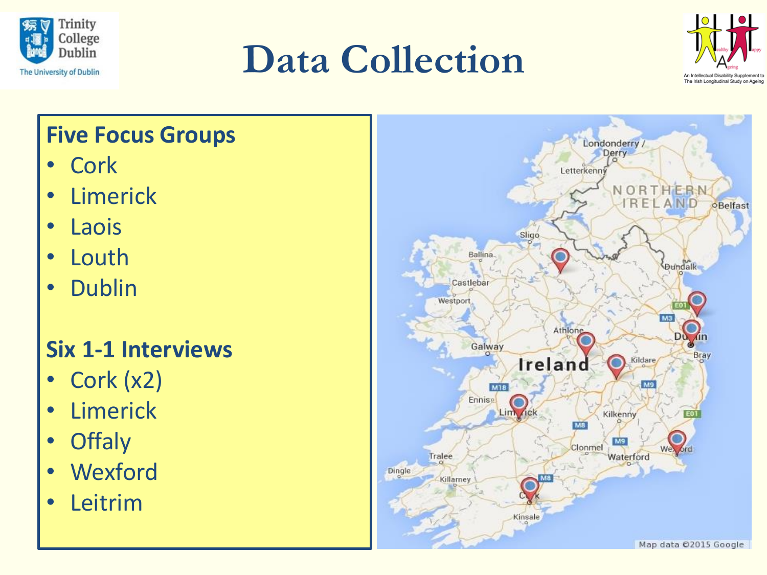# Data Collection

**Five Focus Groups**

- Cork
- Limerick
- Laois
- Louth
- Dublin

**Six 1-1 Interviews**

- Cork (x2)
- Limerick
- Offaly
- Wexford
- Leitrim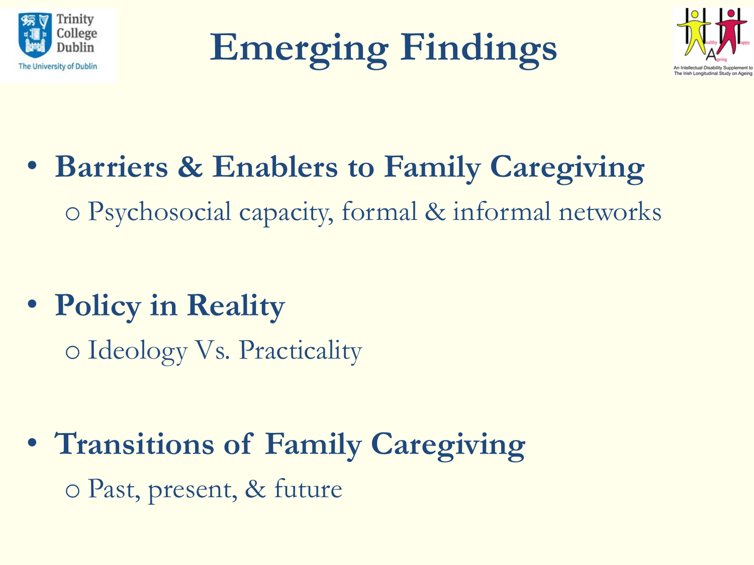# Emerging Findings

- **Barriers & Enablers to Family Caregiving**
  - Psychosocial capacity, formal & informal networks

- **Policy in Reality**
  - Ideology Vs. Practicality

- **Transitions of Family Caregiving**
  - Past, present, & future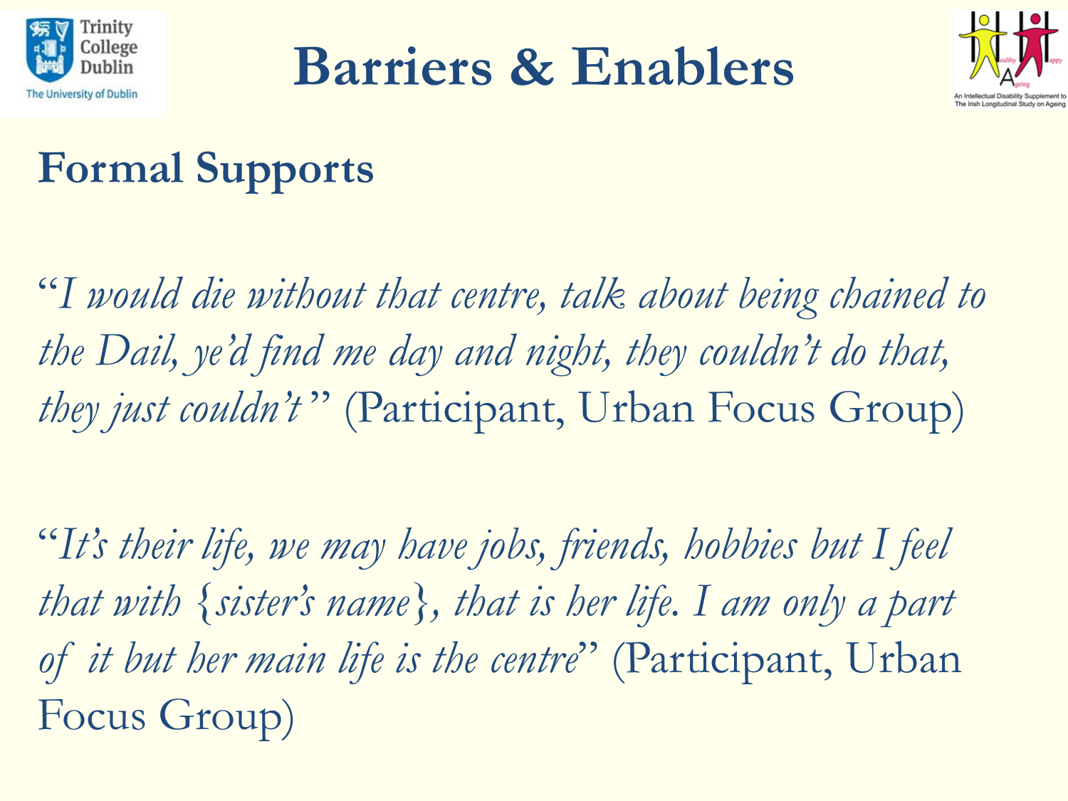# Barriers & Enablers

## Formal Supports

*"I would die without that centre, talk about being chained to the Dail, ye'd find me day and night, they couldn't do that, they just couldn't"* (Participant, Urban Focus Group)

*"It's their life, we may have jobs, friends, hobbies but I feel that with {sister's name}, that is her life. I am only a part of it but her main life is the centre"* (Participant, Urban Focus Group)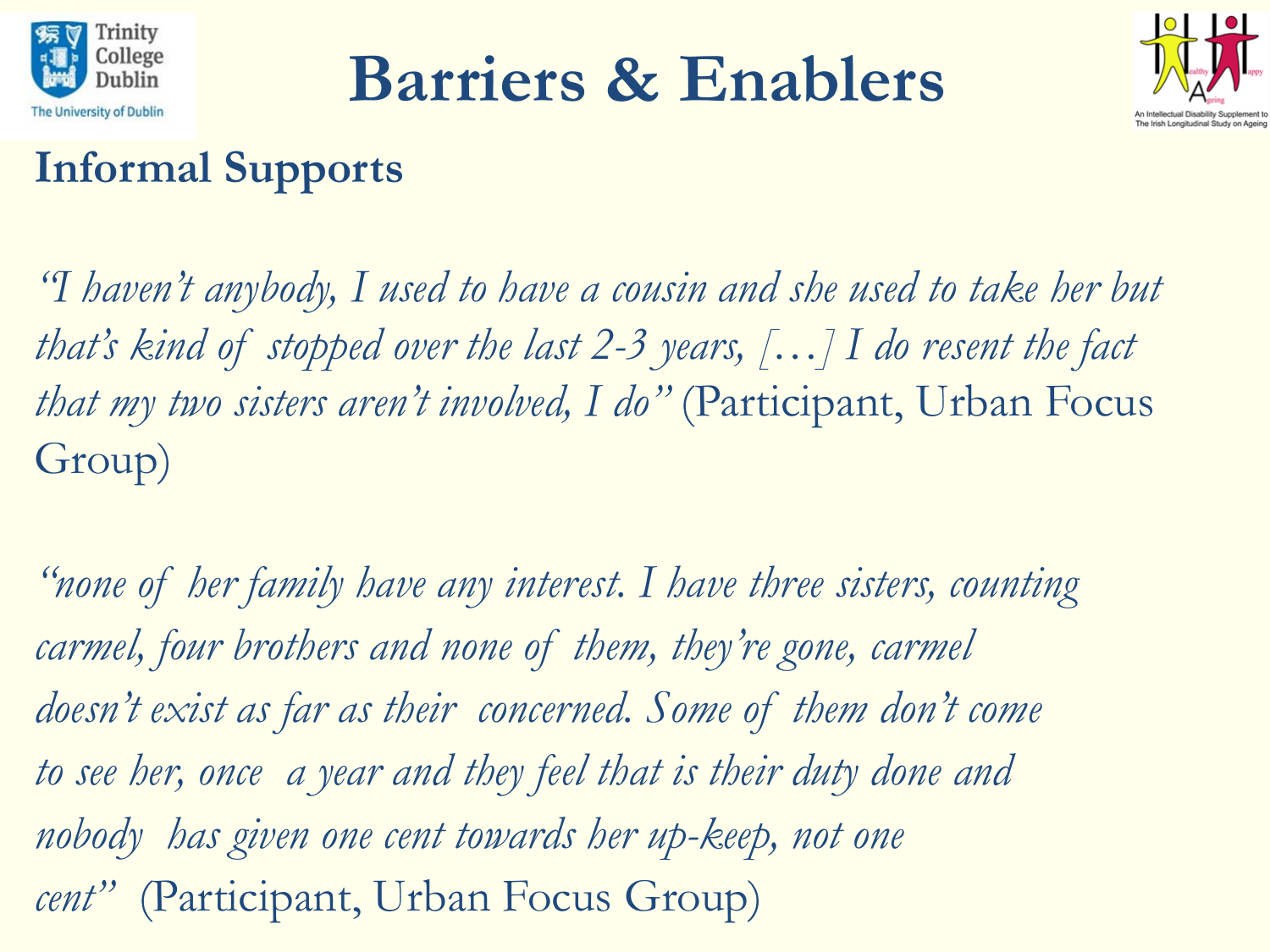# Barriers & Enablers

## Informal Supports

*"I haven't anybody, I used to have a cousin and she used to take her but that's kind of stopped over the last 2-3 years, […] I do resent the fact that my two sisters aren't involved, I do"* (Participant, Urban Focus Group)

*"none of her family have any interest. I have three sisters, counting carmel, four brothers and none of them, they're gone, carmel doesn't exist as far as their concerned. Some of them don't come to see her, once a year and they feel that is their duty done and nobody has given one cent towards her up-keep, not one cent"* (Participant, Urban Focus Group)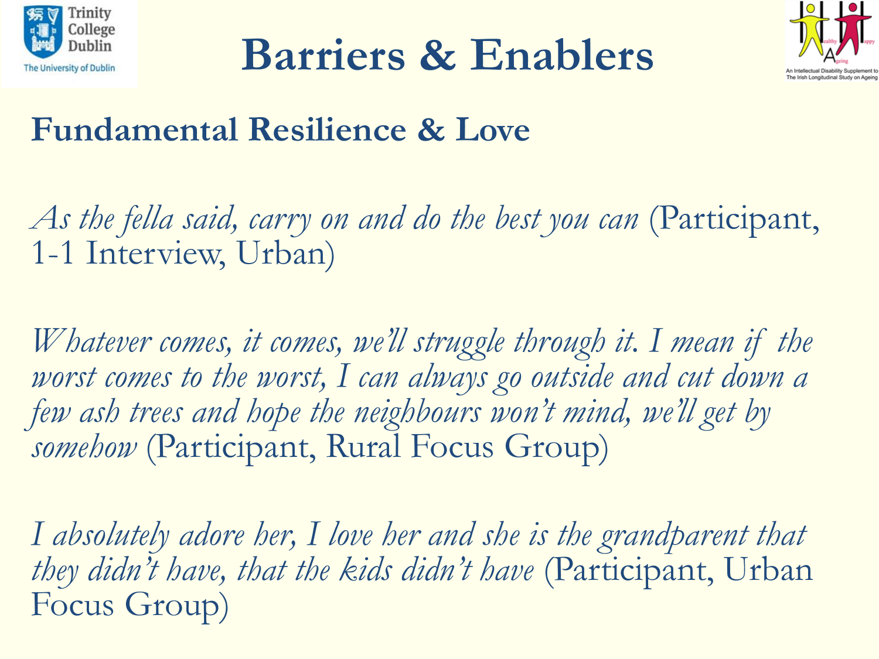# Barriers & Enablers

## Fundamental Resilience & Love

*As the fella said, carry on and do the best you can* (Participant, 1-1 Interview, Urban)

*Whatever comes, it comes, we'll struggle through it. I mean if the worst comes to the worst, I can always go outside and cut down a few ash trees and hope the neighbours won't mind, we'll get by somehow* (Participant, Rural Focus Group)

*I absolutely adore her, I love her and she is the grandparent that they didn't have, that the kids didn't have* (Participant, Urban Focus Group)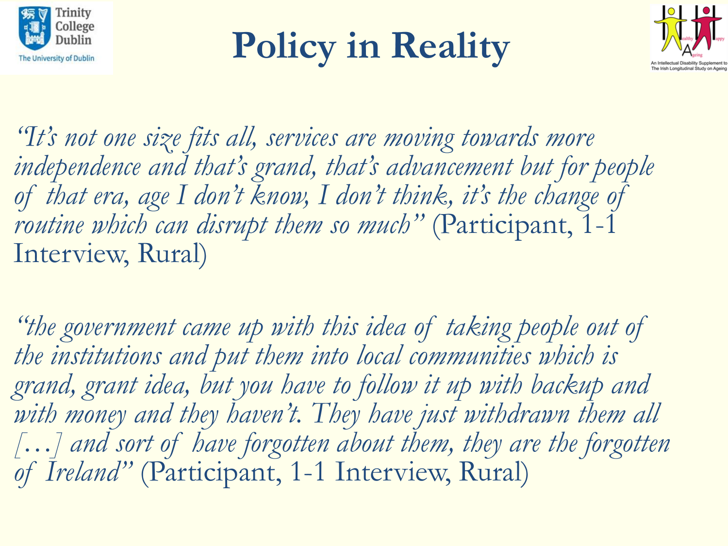# Policy in Reality

*"It's not one size fits all, services are moving towards more independence and that's grand, that's advancement but for people of that era, age I don't know, I don't think, it's the change of routine which can disrupt them so much"* (Participant, 1-1 Interview, Rural)

*"the government came up with this idea of taking people out of the institutions and put them into local communities which is grand, grant idea, but you have to follow it up with backup and with money and they haven't. They have just withdrawn them all […] and sort of have forgotten about them, they are the forgotten of Ireland"* (Participant, 1-1 Interview, Rural)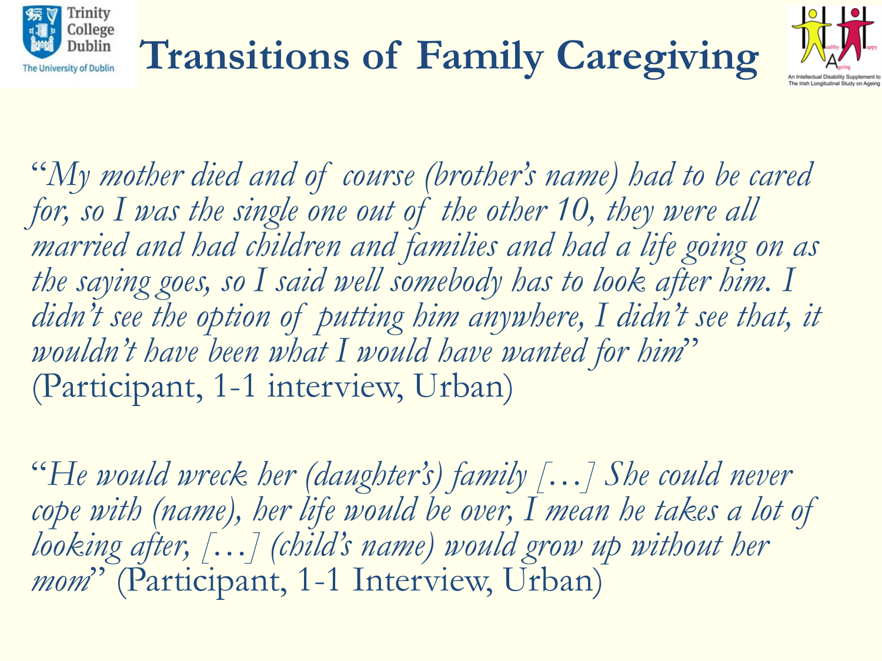# Transitions of Family Caregiving

"*My mother died and of course (brother's name) had to be cared for, so I was the single one out of the other 10, they were all married and had children and families and had a life going on as the saying goes, so I said well somebody has to look after him. I didn't see the option of putting him anywhere, I didn't see that, it wouldn't have been what I would have wanted for him*" (Participant, 1-1 interview, Urban)

"*He would wreck her (daughter's) family […] She could never cope with (name), her life would be over, I mean he takes a lot of looking after, […] (child's name) would grow up without her mom*" (Participant, 1-1 Interview, Urban)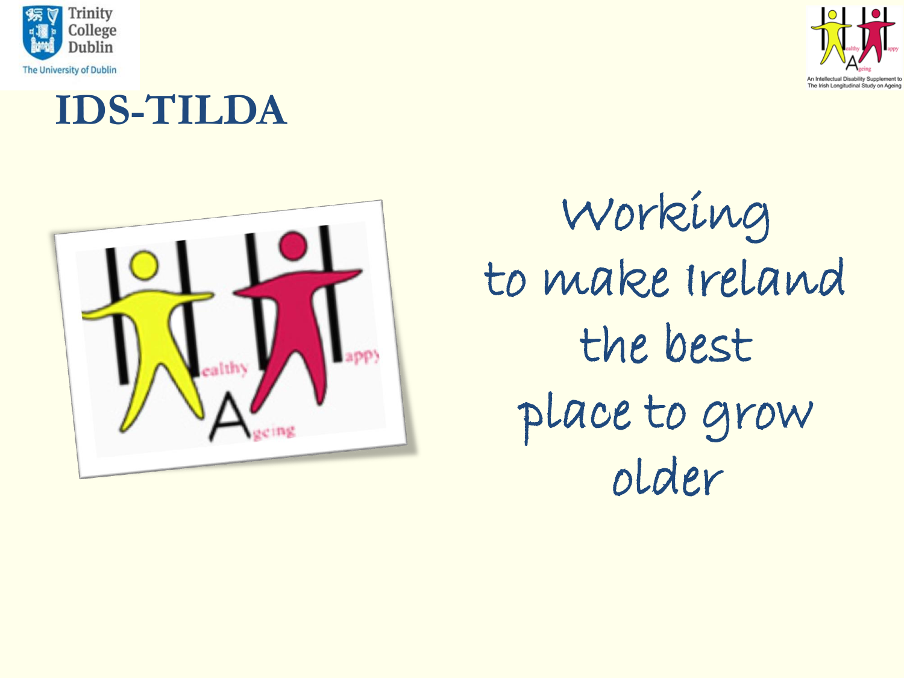Trinity College Dublin
The University of Dublin

# IDS-TILDA

An Intellectual Disability Supplement to The Irish Longitudinal Study on Ageing

Working to make Ireland the best place to grow older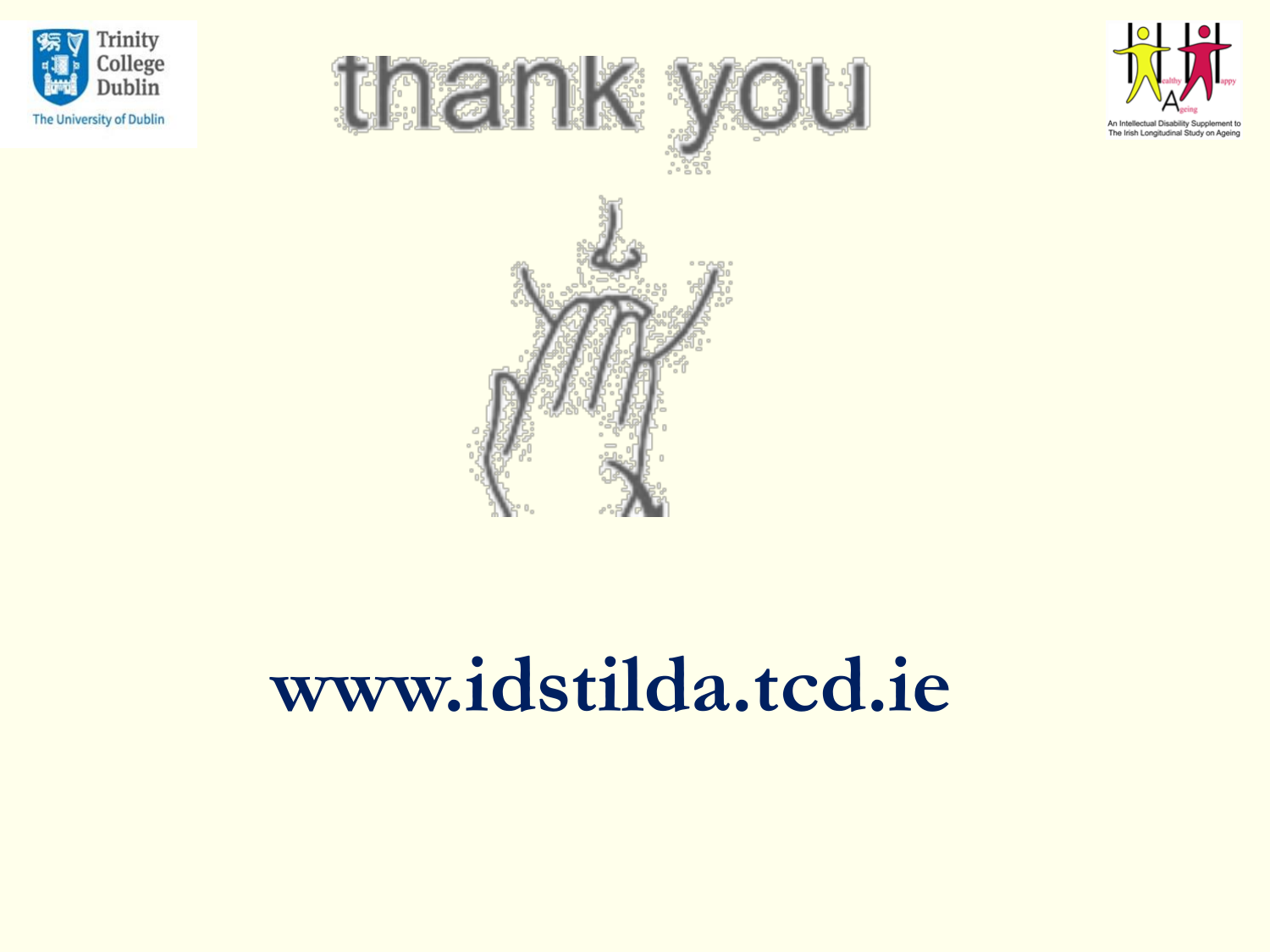# thank you

**www.idstilda.tcd.ie**